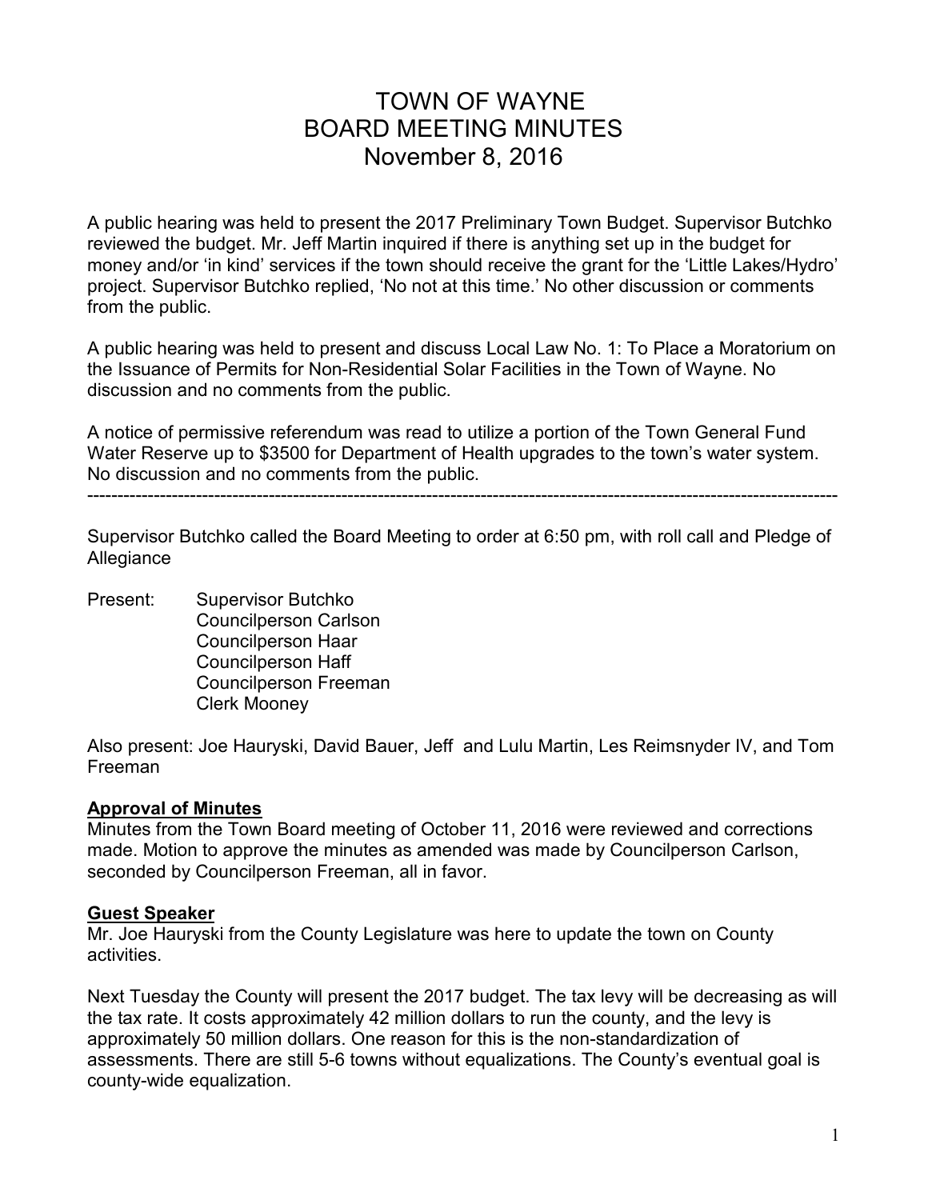# TOWN OF WAYNE
# BOARD MEETING MINUTES
# November 8, 2016

A public hearing was held to present the 2017 Preliminary Town Budget. Supervisor Butchko reviewed the budget. Mr. Jeff Martin inquired if there is anything set up in the budget for money and/or 'in kind' services if the town should receive the grant for the 'Little Lakes/Hydro' project. Supervisor Butchko replied, 'No not at this time.' No other discussion or comments from the public.

A public hearing was held to present and discuss Local Law No. 1: To Place a Moratorium on the Issuance of Permits for Non-Residential Solar Facilities in the Town of Wayne. No discussion and no comments from the public.

A notice of permissive referendum was read to utilize a portion of the Town General Fund Water Reserve up to $3500 for Department of Health upgrades to the town's water system. No discussion and no comments from the public.

---

Supervisor Butchko called the Board Meeting to order at 6:50 pm, with roll call and Pledge of Allegiance

Present: Supervisor Butchko
Councilperson Carlson
Councilperson Haar
Councilperson Haff
Councilperson Freeman
Clerk Mooney

Also present: Joe Hauryski, David Bauer, Jeff and Lulu Martin, Les Reimsnyder IV, and Tom Freeman

**Approval of Minutes**

Minutes from the Town Board meeting of October 11, 2016 were reviewed and corrections made. Motion to approve the minutes as amended was made by Councilperson Carlson, seconded by Councilperson Freeman, all in favor.

**Guest Speaker**

Mr. Joe Hauryski from the County Legislature was here to update the town on County activities.

Next Tuesday the County will present the 2017 budget. The tax levy will be decreasing as will the tax rate. It costs approximately 42 million dollars to run the county, and the levy is approximately 50 million dollars. One reason for this is the non-standardization of assessments. There are still 5-6 towns without equalizations. The County's eventual goal is county-wide equalization.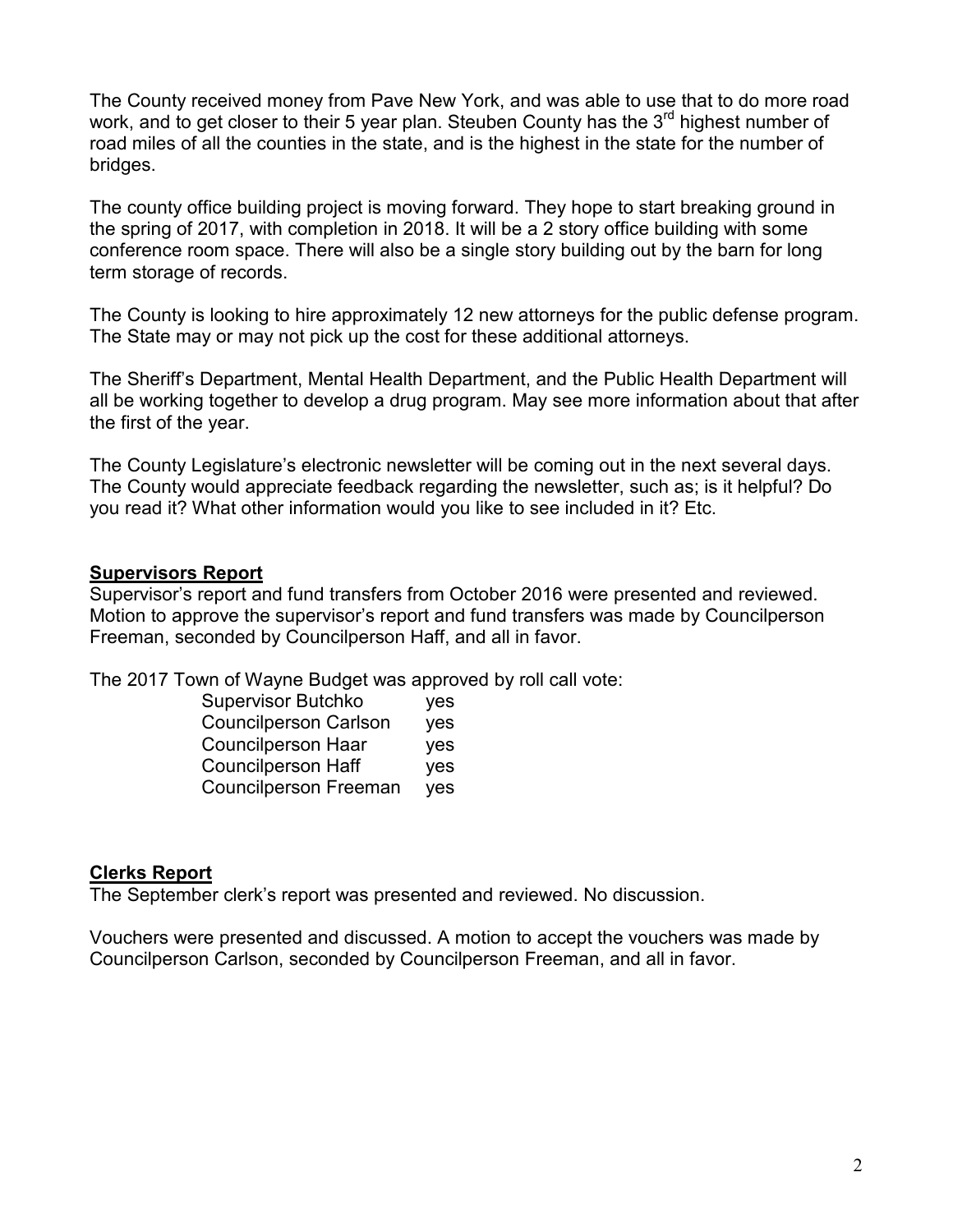The County received money from Pave New York, and was able to use that to do more road work, and to get closer to their 5 year plan. Steuben County has the 3rd highest number of road miles of all the counties in the state, and is the highest in the state for the number of bridges.

The county office building project is moving forward. They hope to start breaking ground in the spring of 2017, with completion in 2018. It will be a 2 story office building with some conference room space. There will also be a single story building out by the barn for long term storage of records.

The County is looking to hire approximately 12 new attorneys for the public defense program. The State may or may not pick up the cost for these additional attorneys.

The Sheriff's Department, Mental Health Department, and the Public Health Department will all be working together to develop a drug program. May see more information about that after the first of the year.

The County Legislature's electronic newsletter will be coming out in the next several days. The County would appreciate feedback regarding the newsletter, such as; is it helpful? Do you read it? What other information would you like to see included in it? Etc.

## **Supervisors Report**

Supervisor's report and fund transfers from October 2016 were presented and reviewed. Motion to approve the supervisor's report and fund transfers was made by Councilperson Freeman, seconded by Councilperson Haff, and all in favor.

The 2017 Town of Wayne Budget was approved by roll call vote:

| | |
|---|---|
| Supervisor Butchko | yes |
| Councilperson Carlson | yes |
| Councilperson Haar | yes |
| Councilperson Haff | yes |
| Councilperson Freeman | yes |

## **Clerks Report**

The September clerk's report was presented and reviewed. No discussion.

Vouchers were presented and discussed. A motion to accept the vouchers was made by Councilperson Carlson, seconded by Councilperson Freeman, and all in favor.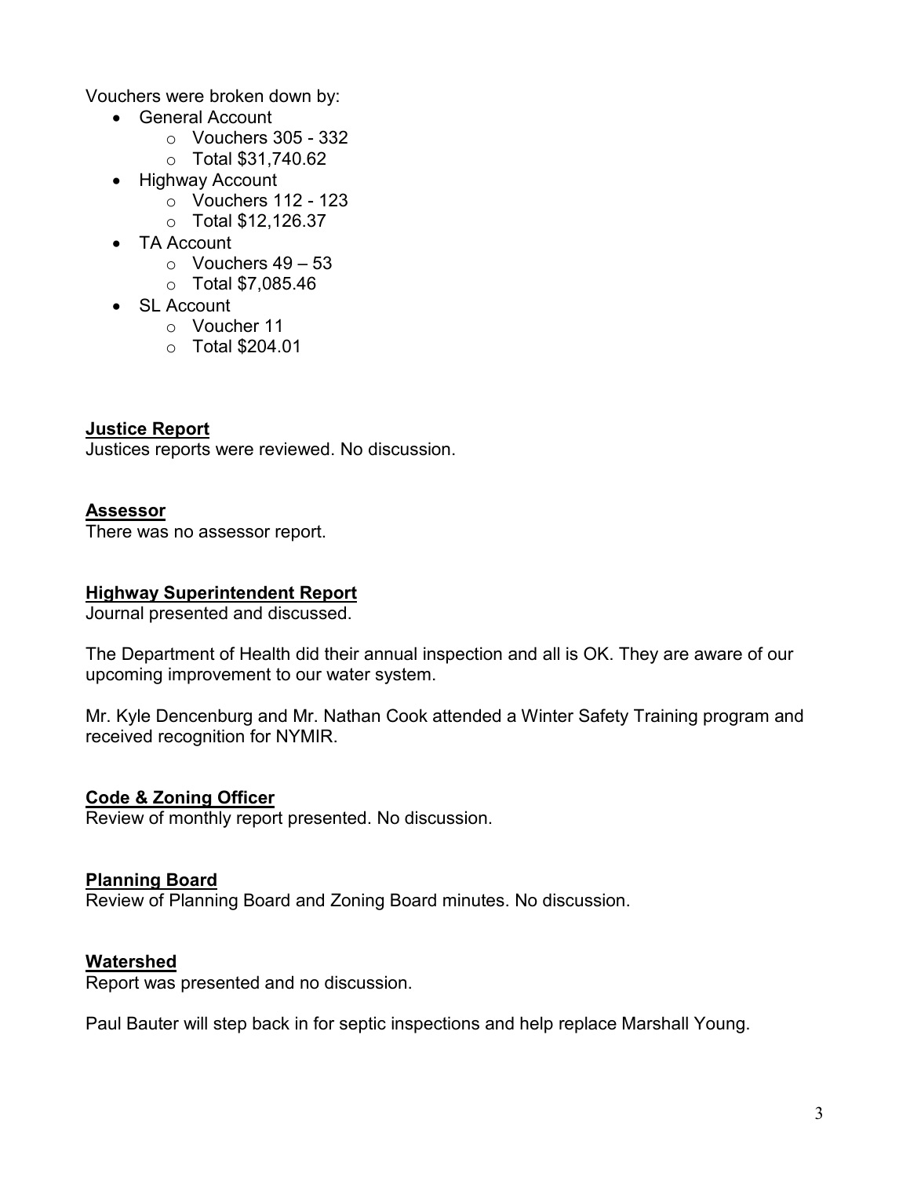Vouchers were broken down by:

- General Account
  - Vouchers 305 - 332
  - Total $31,740.62
- Highway Account
  - Vouchers 112 - 123
  - Total $12,126.37
- TA Account
  - Vouchers 49 – 53
  - Total $7,085.46
- SL Account
  - Voucher 11
  - Total $204.01

**Justice Report**

Justices reports were reviewed. No discussion.

**Assessor**

There was no assessor report.

**Highway Superintendent Report**

Journal presented and discussed.

The Department of Health did their annual inspection and all is OK. They are aware of our upcoming improvement to our water system.

Mr. Kyle Dencenburg and Mr. Nathan Cook attended a Winter Safety Training program and received recognition for NYMIR.

**Code & Zoning Officer**

Review of monthly report presented. No discussion.

**Planning Board**

Review of Planning Board and Zoning Board minutes. No discussion.

**Watershed**

Report was presented and no discussion.

Paul Bauter will step back in for septic inspections and help replace Marshall Young.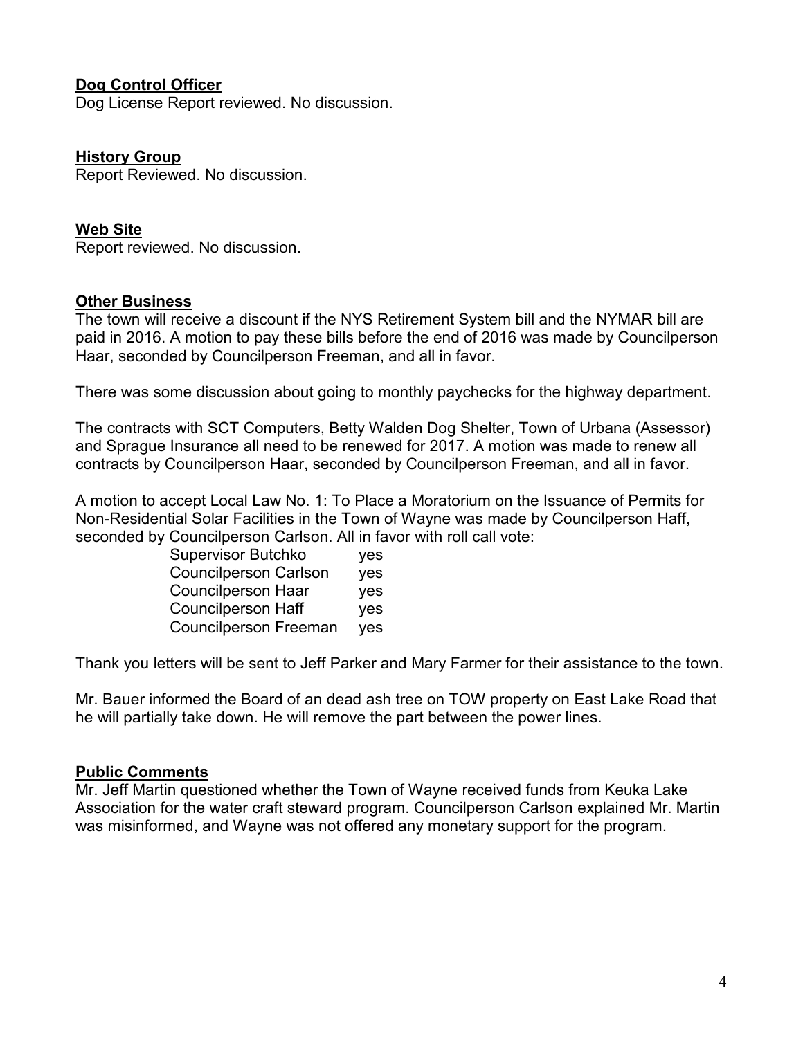**Dog Control Officer**

Dog License Report reviewed. No discussion.

**History Group**

Report Reviewed. No discussion.

**Web Site**

Report reviewed. No discussion.

**Other Business**

The town will receive a discount if the NYS Retirement System bill and the NYMAR bill are paid in 2016. A motion to pay these bills before the end of 2016 was made by Councilperson Haar, seconded by Councilperson Freeman, and all in favor.

There was some discussion about going to monthly paychecks for the highway department.

The contracts with SCT Computers, Betty Walden Dog Shelter, Town of Urbana (Assessor) and Sprague Insurance all need to be renewed for 2017. A motion was made to renew all contracts by Councilperson Haar, seconded by Councilperson Freeman, and all in favor.

A motion to accept Local Law No. 1: To Place a Moratorium on the Issuance of Permits for Non-Residential Solar Facilities in the Town of Wayne was made by Councilperson Haff, seconded by Councilperson Carlson. All in favor with roll call vote:

| | |
|---|---|
| Supervisor Butchko | yes |
| Councilperson Carlson | yes |
| Councilperson Haar | yes |
| Councilperson Haff | yes |
| Councilperson Freeman | yes |

Thank you letters will be sent to Jeff Parker and Mary Farmer for their assistance to the town.

Mr. Bauer informed the Board of an dead ash tree on TOW property on East Lake Road that he will partially take down. He will remove the part between the power lines.

**Public Comments**

Mr. Jeff Martin questioned whether the Town of Wayne received funds from Keuka Lake Association for the water craft steward program. Councilperson Carlson explained Mr. Martin was misinformed, and Wayne was not offered any monetary support for the program.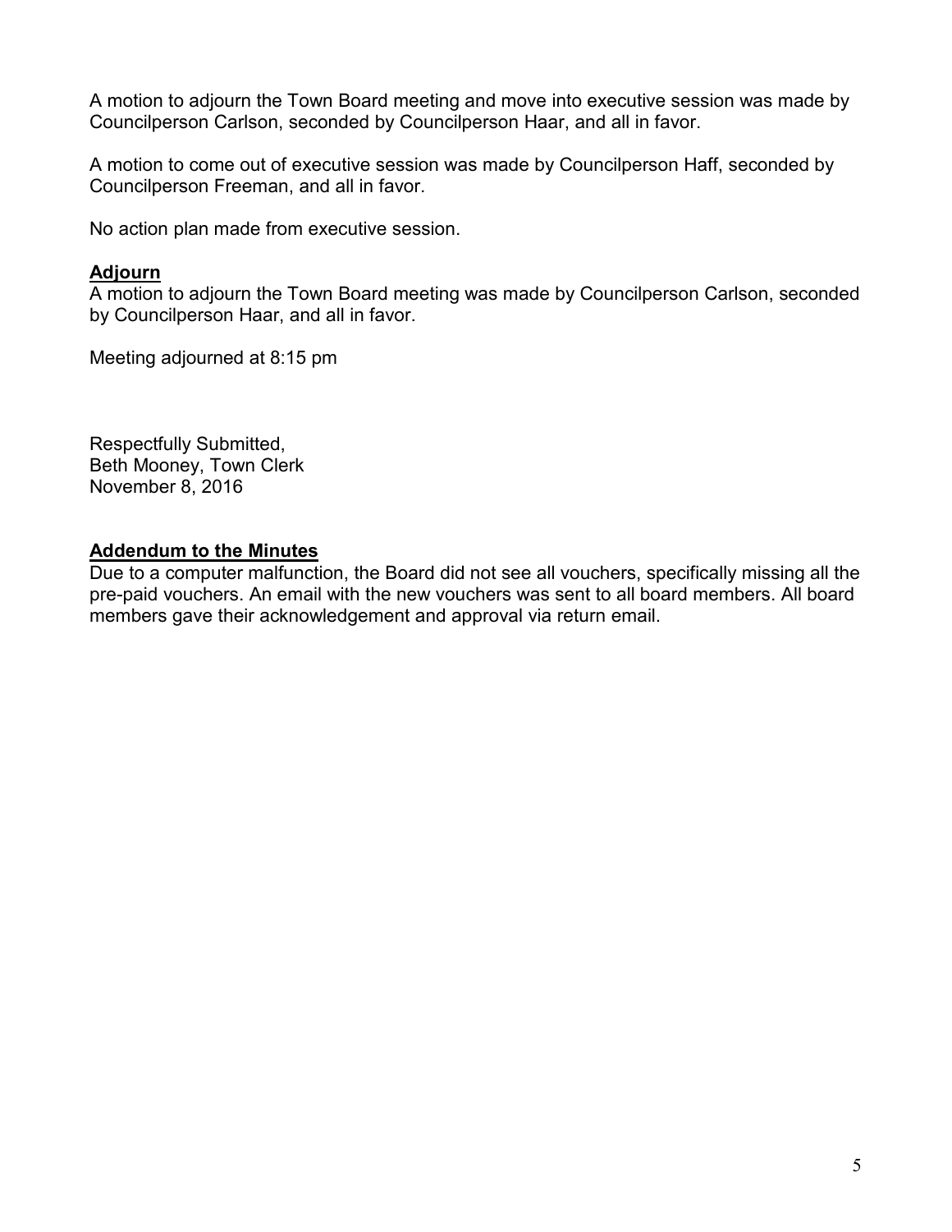A motion to adjourn the Town Board meeting and move into executive session was made by Councilperson Carlson, seconded by Councilperson Haar, and all in favor.

A motion to come out of executive session was made by Councilperson Haff, seconded by Councilperson Freeman, and all in favor.

No action plan made from executive session.

**Adjourn**

A motion to adjourn the Town Board meeting was made by Councilperson Carlson, seconded by Councilperson Haar, and all in favor.

Meeting adjourned at 8:15 pm

Respectfully Submitted,
Beth Mooney, Town Clerk
November 8, 2016

**Addendum to the Minutes**

Due to a computer malfunction, the Board did not see all vouchers, specifically missing all the pre-paid vouchers. An email with the new vouchers was sent to all board members. All board members gave their acknowledgement and approval via return email.